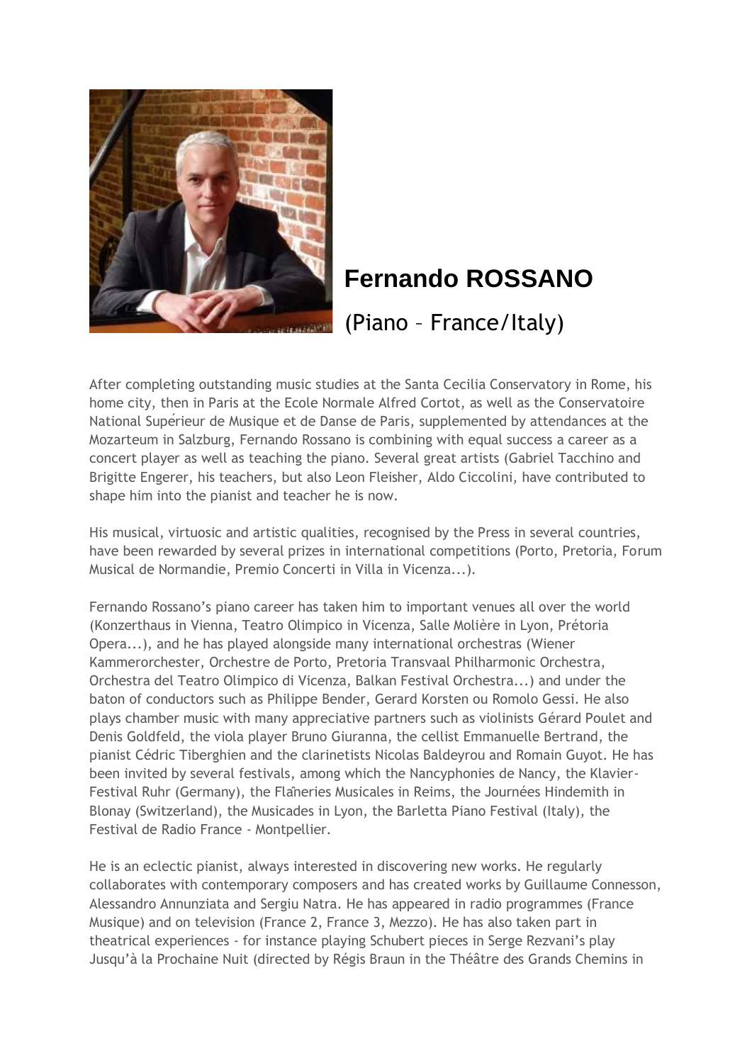# Fernando ROSSANO

(Piano – France/Italy)

After completing outstanding music studies at the Santa Cecilia Conservatory in Rome, his home city, then in Paris at the Ecole Normale Alfred Cortot, as well as the Conservatoire National Supérieur de Musique et de Danse de Paris, supplemented by attendances at the Mozarteum in Salzburg, Fernando Rossano is combining with equal success a career as a concert player as well as teaching the piano. Several great artists (Gabriel Tacchino and Brigitte Engerer, his teachers, but also Leon Fleisher, Aldo Ciccolini, have contributed to shape him into the pianist and teacher he is now.

His musical, virtuosic and artistic qualities, recognised by the Press in several countries, have been rewarded by several prizes in international competitions (Porto, Pretoria, Forum Musical de Normandie, Premio Concerti in Villa in Vicenza...).

Fernando Rossano's piano career has taken him to important venues all over the world (Konzerthaus in Vienna, Teatro Olimpico in Vicenza, Salle Molière in Lyon, Prétoria Opera...), and he has played alongside many international orchestras (Wiener Kammerorchester, Orchestre de Porto, Pretoria Transvaal Philharmonic Orchestra, Orchestra del Teatro Olimpico di Vicenza, Balkan Festival Orchestra...) and under the baton of conductors such as Philippe Bender, Gerard Korsten ou Romolo Gessi. He also plays chamber music with many appreciative partners such as violinists Gérard Poulet and Denis Goldfeld, the viola player Bruno Giuranna, the cellist Emmanuelle Bertrand, the pianist Cédric Tiberghien and the clarinetists Nicolas Baldeyrou and Romain Guyot. He has been invited by several festivals, among which the Nancyphonies de Nancy, the Klavier-Festival Ruhr (Germany), the Flâneries Musicales in Reims, the Journées Hindemith in Blonay (Switzerland), the Musicades in Lyon, the Barletta Piano Festival (Italy), the Festival de Radio France - Montpellier.

He is an eclectic pianist, always interested in discovering new works. He regularly collaborates with contemporary composers and has created works by Guillaume Connesson, Alessandro Annunziata and Sergiu Natra. He has appeared in radio programmes (France Musique) and on television (France 2, France 3, Mezzo). He has also taken part in theatrical experiences - for instance playing Schubert pieces in Serge Rezvani's play Jusqu'à la Prochaine Nuit (directed by Régis Braun in the Théâtre des Grands Chemins in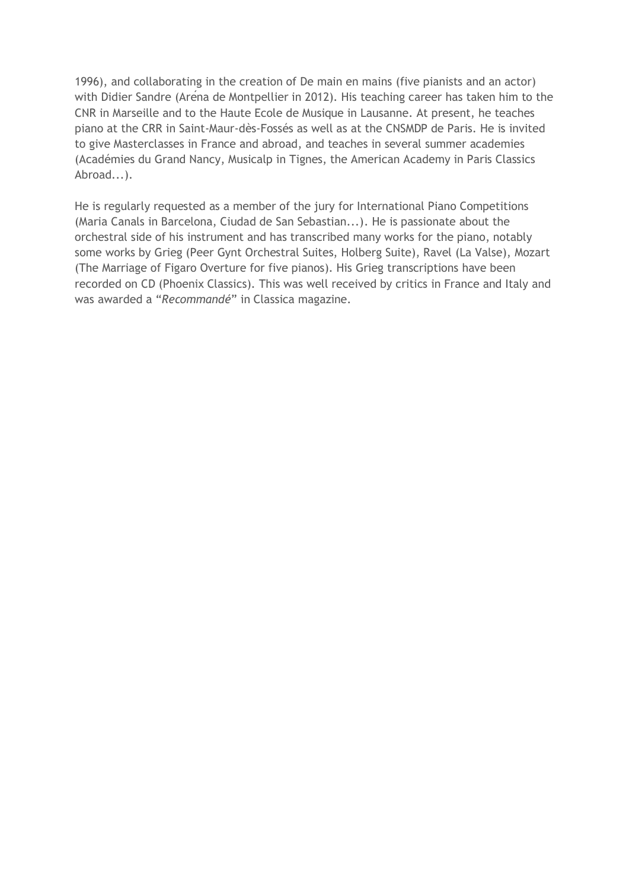1996), and collaborating in the creation of De main en mains (five pianists and an actor) with Didier Sandre (Aréna de Montpellier in 2012). His teaching career has taken him to the CNR in Marseille and to the Haute Ecole de Musique in Lausanne. At present, he teaches piano at the CRR in Saint-Maur-dès-Fossés as well as at the CNSMDP de Paris. He is invited to give Masterclasses in France and abroad, and teaches in several summer academies (Académies du Grand Nancy, Musicalp in Tignes, the American Academy in Paris Classics Abroad...).

He is regularly requested as a member of the jury for International Piano Competitions (Maria Canals in Barcelona, Ciudad de San Sebastian...). He is passionate about the orchestral side of his instrument and has transcribed many works for the piano, notably some works by Grieg (Peer Gynt Orchestral Suites, Holberg Suite), Ravel (La Valse), Mozart (The Marriage of Figaro Overture for five pianos). His Grieg transcriptions have been recorded on CD (Phoenix Classics). This was well received by critics in France and Italy and was awarded a "*Recommandé*" in Classica magazine.